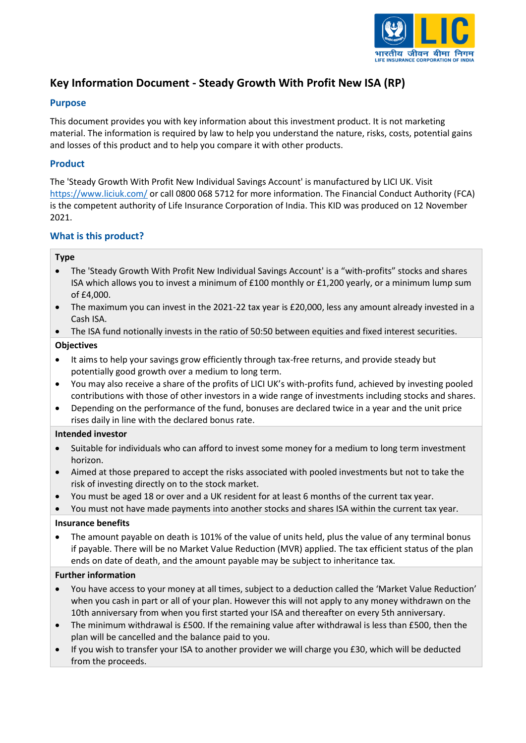# Key Information Document - Steady Growth With Profit New ISA (RP)

## Purpose

This document provides you with key information about this investment product. It is not marketing material. The information is required by law to help you understand the nature, risks, costs, potential gains and losses of this product and to help you compare it with other products.

## Product

The 'Steady Growth With Profit New Individual Savings Account' is manufactured by LICI UK. Visit https://www.liciuk.com/ or call 0800 068 5712 for more information. The Financial Conduct Authority (FCA) is the competent authority of Life Insurance Corporation of India. This KID was produced on 12 November 2021.

## What is this product?

**Type**

- The 'Steady Growth With Profit New Individual Savings Account' is a "with-profits" stocks and shares ISA which allows you to invest a minimum of £100 monthly or £1,200 yearly, or a minimum lump sum of £4,000.
- The maximum you can invest in the 2021-22 tax year is £20,000, less any amount already invested in a Cash ISA.
- The ISA fund notionally invests in the ratio of 50:50 between equities and fixed interest securities.

**Objectives**

- It aims to help your savings grow efficiently through tax-free returns, and provide steady but potentially good growth over a medium to long term.
- You may also receive a share of the profits of LICI UK's with-profits fund, achieved by investing pooled contributions with those of other investors in a wide range of investments including stocks and shares.
- Depending on the performance of the fund, bonuses are declared twice in a year and the unit price rises daily in line with the declared bonus rate.

**Intended investor**

- Suitable for individuals who can afford to invest some money for a medium to long term investment horizon.
- Aimed at those prepared to accept the risks associated with pooled investments but not to take the risk of investing directly on to the stock market.
- You must be aged 18 or over and a UK resident for at least 6 months of the current tax year.
- You must not have made payments into another stocks and shares ISA within the current tax year.

**Insurance benefits**

- The amount payable on death is 101% of the value of units held, plus the value of any terminal bonus if payable. There will be no Market Value Reduction (MVR) applied. The tax efficient status of the plan ends on date of death, and the amount payable may be subject to inheritance tax.

**Further information**

- You have access to your money at all times, subject to a deduction called the 'Market Value Reduction' when you cash in part or all of your plan. However this will not apply to any money withdrawn on the 10th anniversary from when you first started your ISA and thereafter on every 5th anniversary.
- The minimum withdrawal is £500. If the remaining value after withdrawal is less than £500, then the plan will be cancelled and the balance paid to you.
- If you wish to transfer your ISA to another provider we will charge you £30, which will be deducted from the proceeds.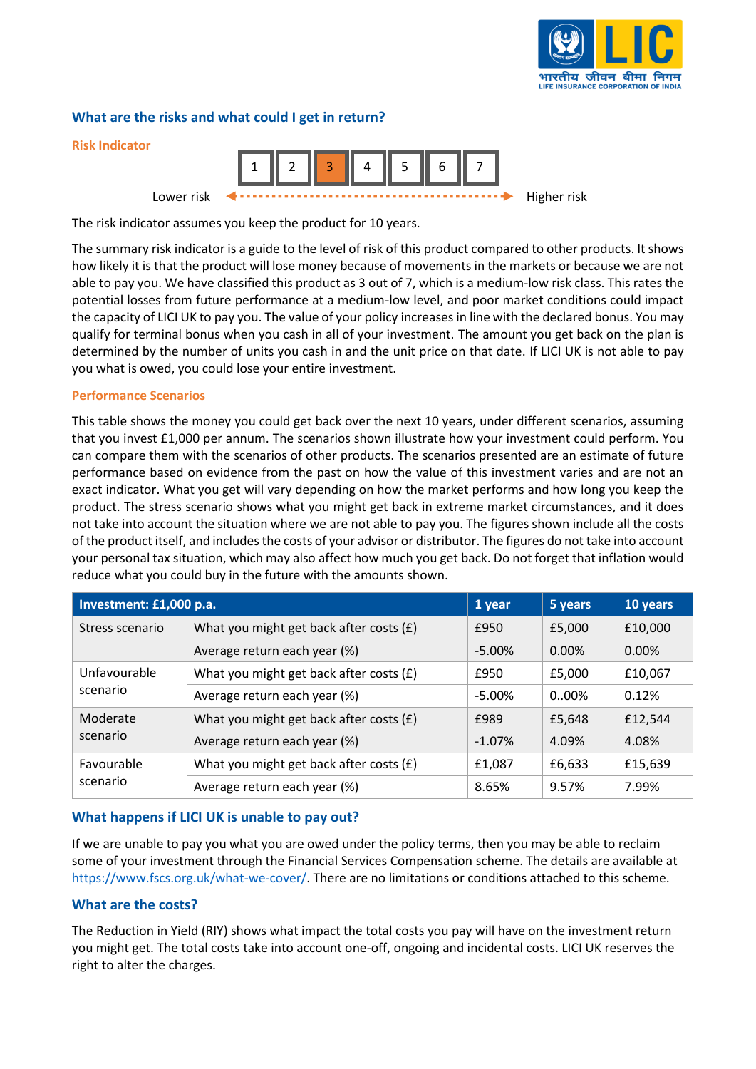## What are the risks and what could I get in return?

### Risk Indicator

| 1 | 2 | **3** | 4 | 5 | 6 | 7 |
|---|---|---|---|---|---|---|

Lower risk ← → Higher risk

The risk indicator assumes you keep the product for 10 years.

The summary risk indicator is a guide to the level of risk of this product compared to other products. It shows how likely it is that the product will lose money because of movements in the markets or because we are not able to pay you. We have classified this product as 3 out of 7, which is a medium-low risk class. This rates the potential losses from future performance at a medium-low level, and poor market conditions could impact the capacity of LICI UK to pay you. The value of your policy increases in line with the declared bonus. You may qualify for terminal bonus when you cash in all of your investment. The amount you get back on the plan is determined by the number of units you cash in and the unit price on that date. If LICI UK is not able to pay you what is owed, you could lose your entire investment.

### Performance Scenarios

This table shows the money you could get back over the next 10 years, under different scenarios, assuming that you invest £1,000 per annum. The scenarios shown illustrate how your investment could perform. You can compare them with the scenarios of other products. The scenarios presented are an estimate of future performance based on evidence from the past on how the value of this investment varies and are not an exact indicator. What you get will vary depending on how the market performs and how long you keep the product. The stress scenario shows what you might get back in extreme market circumstances, and it does not take into account the situation where we are not able to pay you. The figures shown include all the costs of the product itself, and includes the costs of your advisor or distributor. The figures do not take into account your personal tax situation, which may also affect how much you get back. Do not forget that inflation would reduce what you could buy in the future with the amounts shown.

| Investment: £1,000 p.a. | | 1 year | 5 years | 10 years |
|---|---|---|---|---|
| Stress scenario | What you might get back after costs (£) | £950 | £5,000 | £10,000 |
| | Average return each year (%) | -5.00% | 0.00% | 0.00% |
| Unfavourable scenario | What you might get back after costs (£) | £950 | £5,000 | £10,067 |
| | Average return each year (%) | -5.00% | 0..00% | 0.12% |
| Moderate scenario | What you might get back after costs (£) | £989 | £5,648 | £12,544 |
| | Average return each year (%) | -1.07% | 4.09% | 4.08% |
| Favourable scenario | What you might get back after costs (£) | £1,087 | £6,633 | £15,639 |
| | Average return each year (%) | 8.65% | 9.57% | 7.99% |

## What happens if LICI UK is unable to pay out?

If we are unable to pay you what you are owed under the policy terms, then you may be able to reclaim some of your investment through the Financial Services Compensation scheme. The details are available at https://www.fscs.org.uk/what-we-cover/. There are no limitations or conditions attached to this scheme.

## What are the costs?

The Reduction in Yield (RIY) shows what impact the total costs you pay will have on the investment return you might get. The total costs take into account one-off, ongoing and incidental costs. LICI UK reserves the right to alter the charges.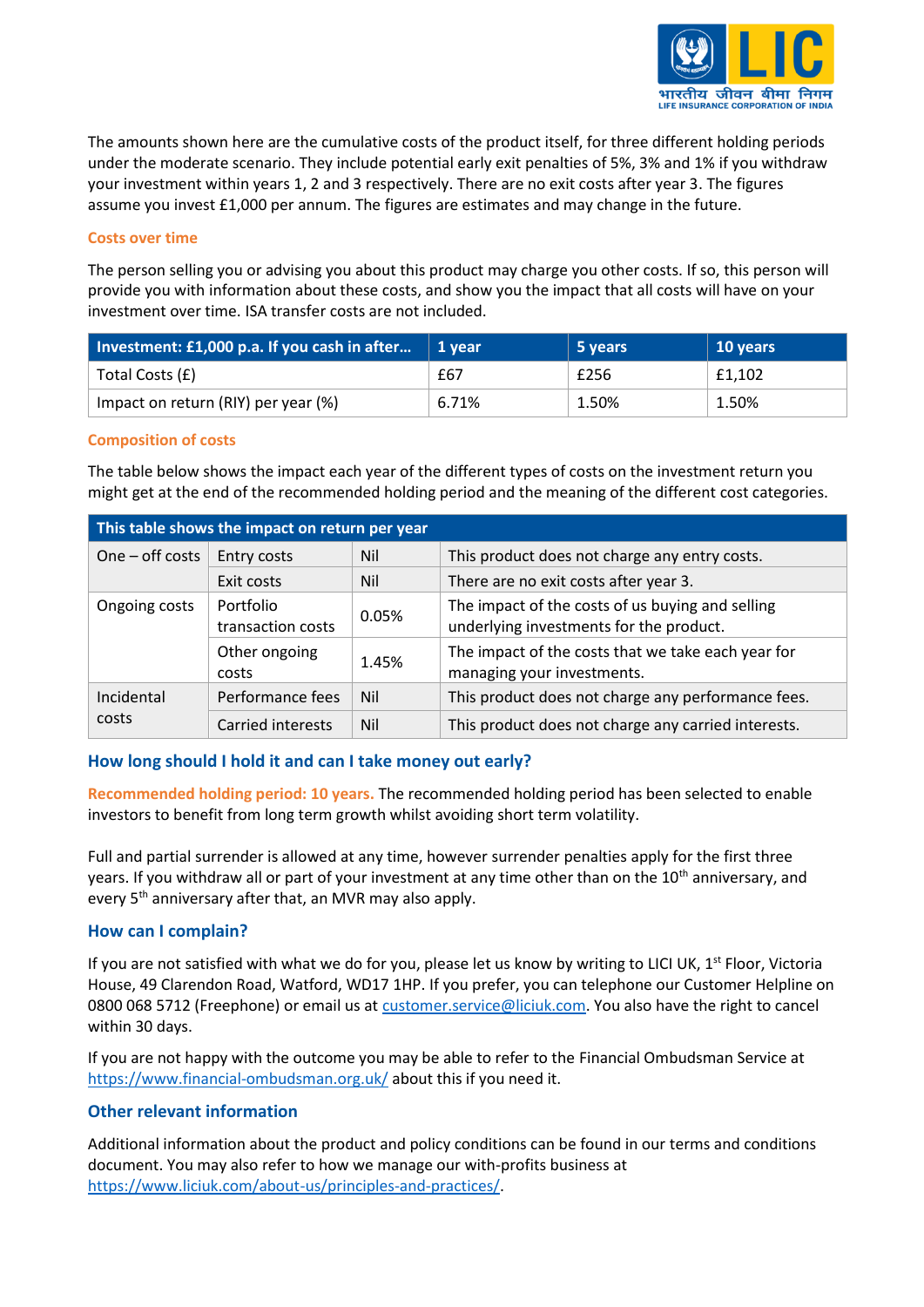The amounts shown here are the cumulative costs of the product itself, for three different holding periods under the moderate scenario. They include potential early exit penalties of 5%, 3% and 1% if you withdraw your investment within years 1, 2 and 3 respectively. There are no exit costs after year 3. The figures assume you invest £1,000 per annum. The figures are estimates and may change in the future.

### Costs over time

The person selling you or advising you about this product may charge you other costs. If so, this person will provide you with information about these costs, and show you the impact that all costs will have on your investment over time. ISA transfer costs are not included.

| Investment: £1,000 p.a. If you cash in after… | 1 year | 5 years | 10 years |
|---|---|---|---|
| Total Costs (£) | £67 | £256 | £1,102 |
| Impact on return (RIY) per year (%) | 6.71% | 1.50% | 1.50% |

### Composition of costs

The table below shows the impact each year of the different types of costs on the investment return you might get at the end of the recommended holding period and the meaning of the different cost categories.

| This table shows the impact on return per year | | | |
|---|---|---|---|
| One – off costs | Entry costs | Nil | This product does not charge any entry costs. |
| | Exit costs | Nil | There are no exit costs after year 3. |
| Ongoing costs | Portfolio transaction costs | 0.05% | The impact of the costs of us buying and selling underlying investments for the product. |
| | Other ongoing costs | 1.45% | The impact of the costs that we take each year for managing your investments. |
| Incidental costs | Performance fees | Nil | This product does not charge any performance fees. |
| | Carried interests | Nil | This product does not charge any carried interests. |

## How long should I hold it and can I take money out early?

**Recommended holding period: 10 years.** The recommended holding period has been selected to enable investors to benefit from long term growth whilst avoiding short term volatility.

Full and partial surrender is allowed at any time, however surrender penalties apply for the first three years. If you withdraw all or part of your investment at any time other than on the 10th anniversary, and every 5th anniversary after that, an MVR may also apply.

## How can I complain?

If you are not satisfied with what we do for you, please let us know by writing to LICI UK, 1st Floor, Victoria House, 49 Clarendon Road, Watford, WD17 1HP. If you prefer, you can telephone our Customer Helpline on 0800 068 5712 (Freephone) or email us at customer.service@liciuk.com. You also have the right to cancel within 30 days.

If you are not happy with the outcome you may be able to refer to the Financial Ombudsman Service at https://www.financial-ombudsman.org.uk/ about this if you need it.

## Other relevant information

Additional information about the product and policy conditions can be found in our terms and conditions document. You may also refer to how we manage our with-profits business at https://www.liciuk.com/about-us/principles-and-practices/.